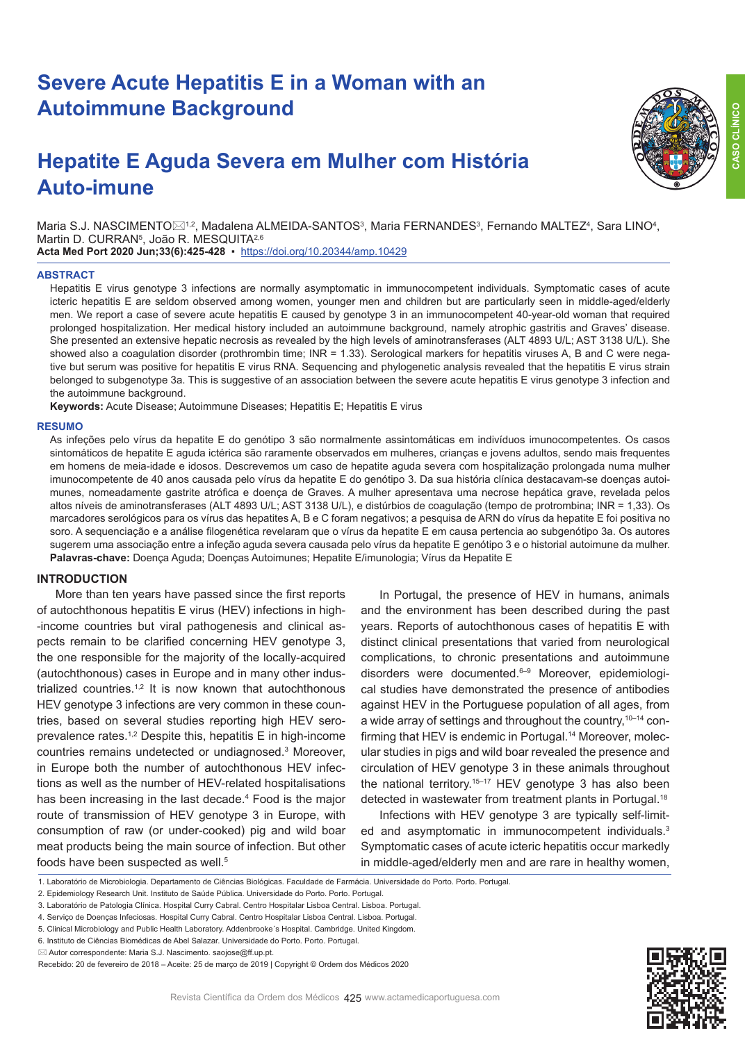# Severe Acute Hepatitis E in a Woman with an Autoimmune Background

# Hepatite E Aguda Severa em Mulher com História Auto-imune

Maria S.J. NASCIMENTO✉[1,2], Madalena ALMEIDA-SANTOS[3], Maria FERNANDES[3], Fernando MALTEZ[4], Sara LINO[4], Martin D. CURRAN[5], João R. MESQUITA[2,6]

**Acta Med Port 2020 Jun;33(6):425-428** ▪ https://doi.org/10.20344/amp.10429

## ABSTRACT

Hepatitis E virus genotype 3 infections are normally asymptomatic in immunocompetent individuals. Symptomatic cases of acute icteric hepatitis E are seldom observed among women, younger men and children but are particularly seen in middle-aged/elderly men. We report a case of severe acute hepatitis E caused by genotype 3 in an immunocompetent 40-year-old woman that required prolonged hospitalization. Her medical history included an autoimmune background, namely atrophic gastritis and Graves' disease. She presented an extensive hepatic necrosis as revealed by the high levels of aminotransferases (ALT 4893 U/L; AST 3138 U/L). She showed also a coagulation disorder (prothrombin time; INR = 1.33). Serological markers for hepatitis viruses A, B and C were negative but serum was positive for hepatitis E virus RNA. Sequencing and phylogenetic analysis revealed that the hepatitis E virus strain belonged to subgenotype 3a. This is suggestive of an association between the severe acute hepatitis E virus genotype 3 infection and the autoimmune background.

**Keywords:** Acute Disease; Autoimmune Diseases; Hepatitis E; Hepatitis E virus

## RESUMO

As infeções pelo vírus da hepatite E do genótipo 3 são normalmente assintomáticas em indivíduos imunocompetentes. Os casos sintomáticos de hepatite E aguda ictérica são raramente observados em mulheres, crianças e jovens adultos, sendo mais frequentes em homens de meia-idade e idosos. Descrevemos um caso de hepatite aguda severa com hospitalização prolongada numa mulher imunocompetente de 40 anos causada pelo vírus da hepatite E do genótipo 3. Da sua história clínica destacavam-se doenças autoimunes, nomeadamente gastrite atrófica e doença de Graves. A mulher apresentava uma necrose hepática grave, revelada pelos altos níveis de aminotransferases (ALT 4893 U/L; AST 3138 U/L), e distúrbios de coagulação (tempo de protrombina; INR = 1,33). Os marcadores serológicos para os vírus das hepatites A, B e C foram negativos; a pesquisa de ARN do vírus da hepatite E foi positiva no soro. A sequenciação e a análise filogenética revelaram que o vírus da hepatite E em causa pertencia ao subgenótipo 3a. Os autores sugerem uma associação entre a infeção aguda severa causada pelo vírus da hepatite E genótipo 3 e o historial autoimune da mulher.

**Palavras-chave:** Doença Aguda; Doenças Autoimunes; Hepatite E/imunologia; Vírus da Hepatite E

## INTRODUCTION

More than ten years have passed since the first reports of autochthonous hepatitis E virus (HEV) infections in high-income countries but viral pathogenesis and clinical aspects remain to be clarified concerning HEV genotype 3, the one responsible for the majority of the locally-acquired (autochthonous) cases in Europe and in many other industrialized countries.[1,2] It is now known that autochthonous HEV genotype 3 infections are very common in these countries, based on several studies reporting high HEV seroprevalence rates.[1,2] Despite this, hepatitis E in high-income countries remains undetected or undiagnosed.[3] Moreover, in Europe both the number of autochthonous HEV infections as well as the number of HEV-related hospitalisations has been increasing in the last decade.[4] Food is the major route of transmission of HEV genotype 3 in Europe, with consumption of raw (or under-cooked) pig and wild boar meat products being the main source of infection. But other foods have been suspected as well.[5]

In Portugal, the presence of HEV in humans, animals and the environment has been described during the past years. Reports of autochthonous cases of hepatitis E with distinct clinical presentations that varied from neurological complications, to chronic presentations and autoimmune disorders were documented.[6–9] Moreover, epidemiological studies have demonstrated the presence of antibodies against HEV in the Portuguese population of all ages, from a wide array of settings and throughout the country,[10–14] confirming that HEV is endemic in Portugal.[14] Moreover, molecular studies in pigs and wild boar revealed the presence and circulation of HEV genotype 3 in these animals throughout the national territory.[15–17] HEV genotype 3 has also been detected in wastewater from treatment plants in Portugal.[18]

Infections with HEV genotype 3 are typically self-limited and asymptomatic in immunocompetent individuals.[3] Symptomatic cases of acute icteric hepatitis occur markedly in middle-aged/elderly men and are rare in healthy women,

1. Laboratório de Microbiologia. Departamento de Ciências Biológicas. Faculdade de Farmácia. Universidade do Porto. Porto. Portugal.
2. Epidemiology Research Unit. Instituto de Saúde Pública. Universidade do Porto. Porto. Portugal.
3. Laboratório de Patologia Clínica. Hospital Curry Cabral. Centro Hospitalar Lisboa Central. Lisboa. Portugal.
4. Serviço de Doenças Infeciosas. Hospital Curry Cabral. Centro Hospitalar Lisboa Central. Lisboa. Portugal.
5. Clinical Microbiology and Public Health Laboratory. Addenbrooke´s Hospital. Cambridge. United Kingdom.
6. Instituto de Ciências Biomédicas de Abel Salazar. Universidade do Porto. Porto. Portugal.

✉ Autor correspondente: Maria S.J. Nascimento. saojose@ff.up.pt.

Recebido: 20 de fevereiro de 2018 – Aceite: 25 de março de 2019 | Copyright © Ordem dos Médicos 2020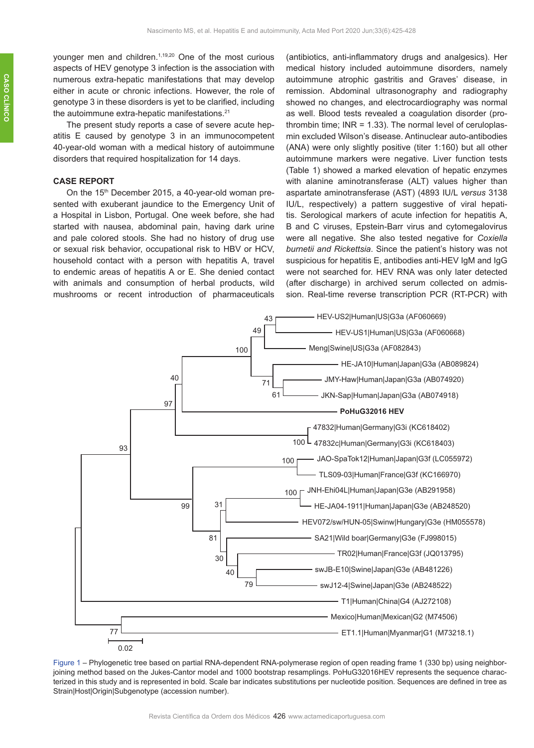younger men and children.[1,19,20] One of the most curious aspects of HEV genotype 3 infection is the association with numerous extra-hepatic manifestations that may develop either in acute or chronic infections. However, the role of genotype 3 in these disorders is yet to be clarified, including the autoimmune extra-hepatic manifestations.[21]

The present study reports a case of severe acute hepatitis E caused by genotype 3 in an immunocompetent 40-year-old woman with a medical history of autoimmune disorders that required hospitalization for 14 days.

## CASE REPORT

On the 15th December 2015, a 40-year-old woman presented with exuberant jaundice to the Emergency Unit of a Hospital in Lisbon, Portugal. One week before, she had started with nausea, abdominal pain, having dark urine and pale colored stools. She had no history of drug use or sexual risk behavior, occupational risk to HBV or HCV, household contact with a person with hepatitis A, travel to endemic areas of hepatitis A or E. She denied contact with animals and consumption of herbal products, wild mushrooms or recent introduction of pharmaceuticals (antibiotics, anti-inflammatory drugs and analgesics). Her medical history included autoimmune disorders, namely autoimmune atrophic gastritis and Graves' disease, in remission. Abdominal ultrasonography and radiography showed no changes, and electrocardiography was normal as well. Blood tests revealed a coagulation disorder (prothrombin time; INR = 1.33). The normal level of ceruloplasmin excluded Wilson's disease. Antinuclear auto-antibodies (ANA) were only slightly positive (titer 1:160) but all other autoimmune markers were negative. Liver function tests (Table 1) showed a marked elevation of hepatic enzymes with alanine aminotransferase (ALT) values higher than aspartate aminotransferase (AST) (4893 IU/L *versus* 3138 IU/L, respectively) a pattern suggestive of viral hepatitis. Serological markers of acute infection for hepatitis A, B and C viruses, Epstein-Barr virus and cytomegalovirus were all negative. She also tested negative for *Coxiella burnetii and Rickettsia*. Since the patient's history was not suspicious for hepatitis E, antibodies anti-HEV IgM and IgG were not searched for. HEV RNA was only later detected (after discharge) in archived serum collected on admission. Real-time reverse transcription PCR (RT-PCR) with

Figure 1 – Phylogenetic tree based on partial RNA-dependent RNA-polymerase region of open reading frame 1 (330 bp) using neighbor-joining method based on the Jukes-Cantor model and 1000 bootstrap resamplings. PoHuG32016HEV represents the sequence characterized in this study and is represented in bold. Scale bar indicates substitutions per nucleotide position. Sequences are defined in tree as Strain|Host|Origin|Subgenotype (accession number).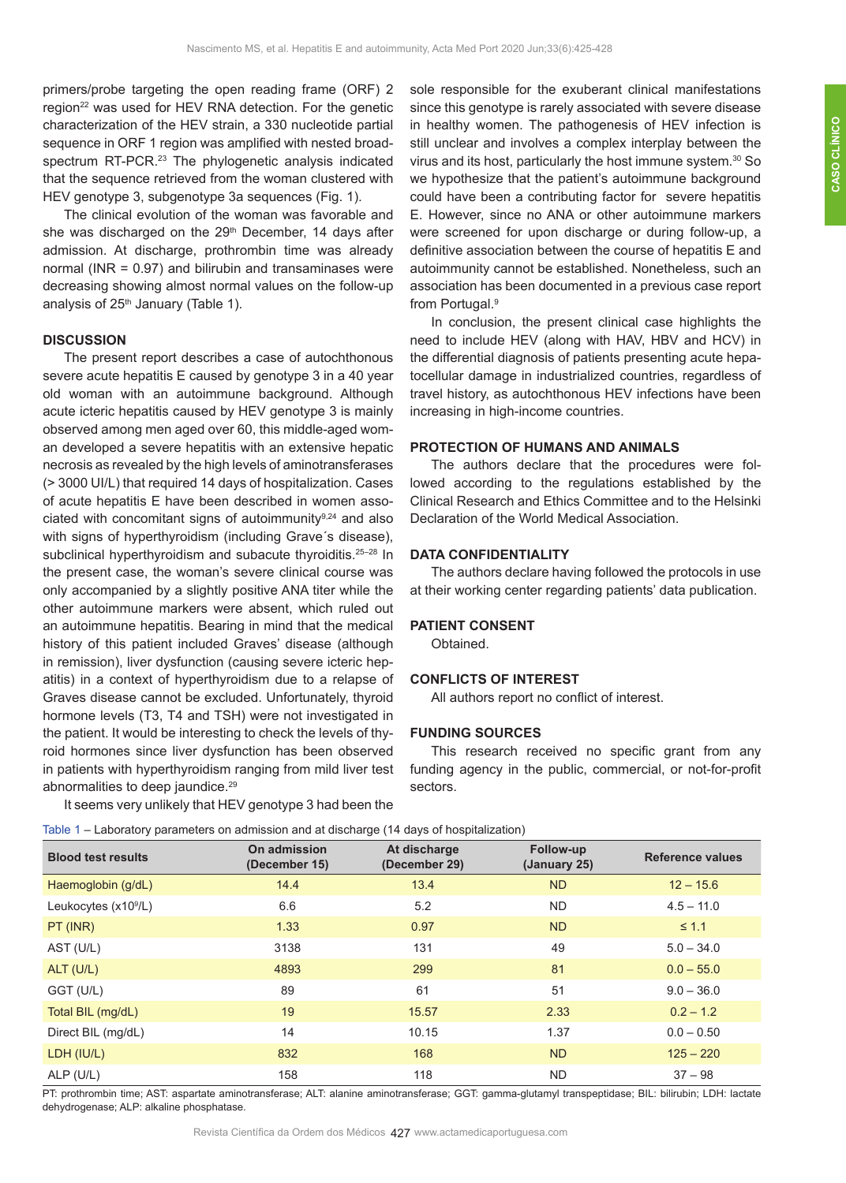primers/probe targeting the open reading frame (ORF) 2 region[22] was used for HEV RNA detection. For the genetic characterization of the HEV strain, a 330 nucleotide partial sequence in ORF 1 region was amplified with nested broad-spectrum RT-PCR.[23] The phylogenetic analysis indicated that the sequence retrieved from the woman clustered with HEV genotype 3, subgenotype 3a sequences (Fig. 1).

The clinical evolution of the woman was favorable and she was discharged on the 29th December, 14 days after admission. At discharge, prothrombin time was already normal (INR = 0.97) and bilirubin and transaminases were decreasing showing almost normal values on the follow-up analysis of 25th January (Table 1).

## DISCUSSION

The present report describes a case of autochthonous severe acute hepatitis E caused by genotype 3 in a 40 year old woman with an autoimmune background. Although acute icteric hepatitis caused by HEV genotype 3 is mainly observed among men aged over 60, this middle-aged woman developed a severe hepatitis with an extensive hepatic necrosis as revealed by the high levels of aminotransferases (> 3000 UI/L) that required 14 days of hospitalization. Cases of acute hepatitis E have been described in women associated with concomitant signs of autoimmunity[9,24] and also with signs of hyperthyroidism (including Grave´s disease), subclinical hyperthyroidism and subacute thyroiditis.[25–28] In the present case, the woman's severe clinical course was only accompanied by a slightly positive ANA titer while the other autoimmune markers were absent, which ruled out an autoimmune hepatitis. Bearing in mind that the medical history of this patient included Graves' disease (although in remission), liver dysfunction (causing severe icteric hepatitis) in a context of hyperthyroidism due to a relapse of Graves disease cannot be excluded. Unfortunately, thyroid hormone levels (T3, T4 and TSH) were not investigated in the patient. It would be interesting to check the levels of thyroid hormones since liver dysfunction has been observed in patients with hyperthyroidism ranging from mild liver test abnormalities to deep jaundice.[29]

It seems very unlikely that HEV genotype 3 had been the sole responsible for the exuberant clinical manifestations since this genotype is rarely associated with severe disease in healthy women. The pathogenesis of HEV infection is still unclear and involves a complex interplay between the virus and its host, particularly the host immune system.[30] So we hypothesize that the patient's autoimmune background could have been a contributing factor for severe hepatitis E. However, since no ANA or other autoimmune markers were screened for upon discharge or during follow-up, a definitive association between the course of hepatitis E and autoimmunity cannot be established. Nonetheless, such an association has been documented in a previous case report from Portugal.[9]

In conclusion, the present clinical case highlights the need to include HEV (along with HAV, HBV and HCV) in the differential diagnosis of patients presenting acute hepatocellular damage in industrialized countries, regardless of travel history, as autochthonous HEV infections have been increasing in high-income countries.

## PROTECTION OF HUMANS AND ANIMALS

The authors declare that the procedures were followed according to the regulations established by the Clinical Research and Ethics Committee and to the Helsinki Declaration of the World Medical Association.

## DATA CONFIDENTIALITY

The authors declare having followed the protocols in use at their working center regarding patients' data publication.

## PATIENT CONSENT

Obtained.

## CONFLICTS OF INTEREST

All authors report no conflict of interest.

## FUNDING SOURCES

This research received no specific grant from any funding agency in the public, commercial, or not-for-profit sectors.

Table 1 – Laboratory parameters on admission and at discharge (14 days of hospitalization)

| Blood test results | On admission (December 15) | At discharge (December 29) | Follow-up (January 25) | Reference values |
|---|---|---|---|---|
| Haemoglobin (g/dL) | 14.4 | 13.4 | ND | 12 – 15.6 |
| Leukocytes ($x10^9$/L) | 6.6 | 5.2 | ND | 4.5 – 11.0 |
| PT (INR) | 1.33 | 0.97 | ND | ≤ 1.1 |
| AST (U/L) | 3138 | 131 | 49 | 5.0 – 34.0 |
| ALT (U/L) | 4893 | 299 | 81 | 0.0 – 55.0 |
| GGT (U/L) | 89 | 61 | 51 | 9.0 – 36.0 |
| Total BIL (mg/dL) | 19 | 15.57 | 2.33 | 0.2 – 1.2 |
| Direct BIL (mg/dL) | 14 | 10.15 | 1.37 | 0.0 – 0.50 |
| LDH (IU/L) | 832 | 168 | ND | 125 – 220 |
| ALP (U/L) | 158 | 118 | ND | 37 – 98 |

PT: prothrombin time; AST: aspartate aminotransferase; ALT: alanine aminotransferase; GGT: gamma-glutamyl transpeptidase; BIL: bilirubin; LDH: lactate dehydrogenase; ALP: alkaline phosphatase.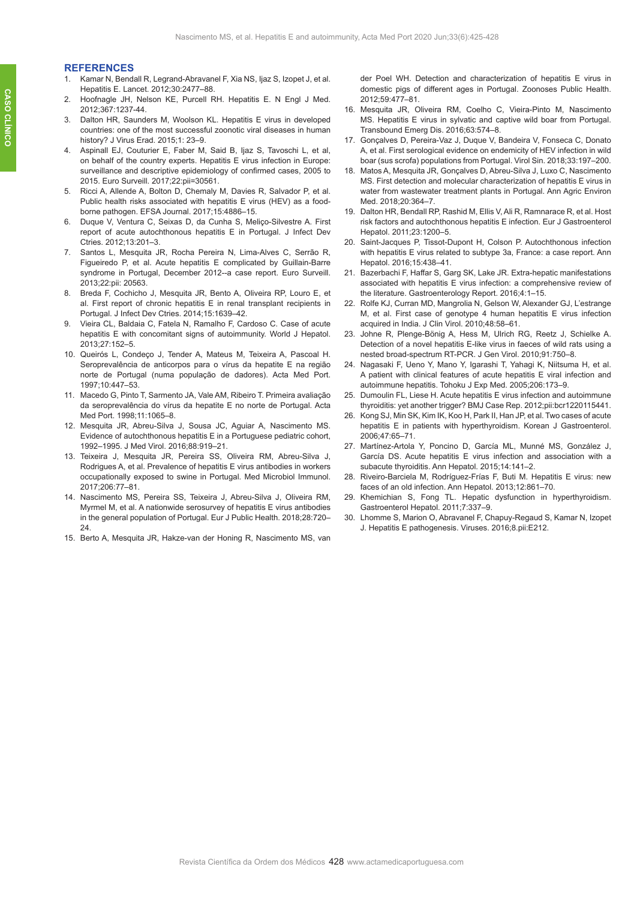## REFERENCES

1. Kamar N, Bendall R, Legrand-Abravanel F, Xia NS, Ijaz S, Izopet J, et al. Hepatitis E. Lancet. 2012;30:2477–88.
2. Hoofnagle JH, Nelson KE, Purcell RH. Hepatitis E. N Engl J Med. 2012;367:1237-44.
3. Dalton HR, Saunders M, Woolson KL. Hepatitis E virus in developed countries: one of the most successful zoonotic viral diseases in human history? J Virus Erad. 2015;1: 23–9.
4. Aspinall EJ, Couturier E, Faber M, Said B, Ijaz S, Tavoschi L, et al, on behalf of the country experts. Hepatitis E virus infection in Europe: surveillance and descriptive epidemiology of confirmed cases, 2005 to 2015. Euro Surveill. 2017;22:pii=30561.
5. Ricci A, Allende A, Bolton D, Chemaly M, Davies R, Salvador P, et al. Public health risks associated with hepatitis E virus (HEV) as a food-borne pathogen. EFSA Journal. 2017;15:4886–15.
6. Duque V, Ventura C, Seixas D, da Cunha S, Meliço-Silvestre A. First report of acute autochthonous hepatitis E in Portugal. J Infect Dev Ctries. 2012;13:201–3.
7. Santos L, Mesquita JR, Rocha Pereira N, Lima-Alves C, Serrão R, Figueiredo P, et al. Acute hepatitis E complicated by Guillain-Barre syndrome in Portugal, December 2012--a case report. Euro Surveill. 2013;22:pii: 20563.
8. Breda F, Cochicho J, Mesquita JR, Bento A, Oliveira RP, Louro E, et al. First report of chronic hepatitis E in renal transplant recipients in Portugal. J Infect Dev Ctries. 2014;15:1639–42.
9. Vieira CL, Baldaia C, Fatela N, Ramalho F, Cardoso C. Case of acute hepatitis E with concomitant signs of autoimmunity. World J Hepatol. 2013;27:152–5.
10. Queirós L, Condeço J, Tender A, Mateus M, Teixeira A, Pascoal H. Seroprevalência de anticorpos para o vírus da hepatite E na região norte de Portugal (numa população de dadores). Acta Med Port. 1997;10:447–53.
11. Macedo G, Pinto T, Sarmento JA, Vale AM, Ribeiro T. Primeira avaliação da seroprevalência do vírus da hepatite E no norte de Portugal. Acta Med Port. 1998;11:1065–8.
12. Mesquita JR, Abreu-Silva J, Sousa JC, Aguiar A, Nascimento MS. Evidence of autochthonous hepatitis E in a Portuguese pediatric cohort, 1992–1995. J Med Virol. 2016;88:919–21.
13. Teixeira J, Mesquita JR, Pereira SS, Oliveira RM, Abreu-Silva J, Rodrigues A, et al. Prevalence of hepatitis E virus antibodies in workers occupationally exposed to swine in Portugal. Med Microbiol Immunol. 2017;206:77–81.
14. Nascimento MS, Pereira SS, Teixeira J, Abreu-Silva J, Oliveira RM, Myrmel M, et al. A nationwide serosurvey of hepatitis E virus antibodies in the general population of Portugal. Eur J Public Health. 2018;28:720–24.
15. Berto A, Mesquita JR, Hakze-van der Honing R, Nascimento MS, van der Poel WH. Detection and characterization of hepatitis E virus in domestic pigs of different ages in Portugal. Zoonoses Public Health. 2012;59:477–81.
16. Mesquita JR, Oliveira RM, Coelho C, Vieira-Pinto M, Nascimento MS. Hepatitis E virus in sylvatic and captive wild boar from Portugal. Transbound Emerg Dis. 2016;63:574–8.
17. Gonçalves D, Pereira-Vaz J, Duque V, Bandeira V, Fonseca C, Donato A, et al. First serological evidence on endemicity of HEV infection in wild boar (sus scrofa) populations from Portugal. Virol Sin. 2018;33:197–200.
18. Matos A, Mesquita JR, Gonçalves D, Abreu-Silva J, Luxo C, Nascimento MS. First detection and molecular characterization of hepatitis E virus in water from wastewater treatment plants in Portugal. Ann Agric Environ Med. 2018;20:364–7.
19. Dalton HR, Bendall RP, Rashid M, Ellis V, Ali R, Ramnarace R, et al. Host risk factors and autochthonous hepatitis E infection. Eur J Gastroenterol Hepatol. 2011;23:1200–5.
20. Saint-Jacques P, Tissot-Dupont H, Colson P. Autochthonous infection with hepatitis E virus related to subtype 3a, France: a case report. Ann Hepatol. 2016;15:438–41.
21. Bazerbachi F, Haffar S, Garg SK, Lake JR. Extra-hepatic manifestations associated with hepatitis E virus infection: a comprehensive review of the literature. Gastroenterology Report. 2016;4:1–15.
22. Rolfe KJ, Curran MD, Mangrolia N, Gelson W, Alexander GJ, L'estrange M, et al. First case of genotype 4 human hepatitis E virus infection acquired in India. J Clin Virol. 2010;48:58–61.
23. Johne R, Plenge-Bönig A, Hess M, Ulrich RG, Reetz J, Schielke A. Detection of a novel hepatitis E-like virus in faeces of wild rats using a nested broad-spectrum RT-PCR. J Gen Virol. 2010;91:750–8.
24. Nagasaki F, Ueno Y, Mano Y, Igarashi T, Yahagi K, Niitsuma H, et al. A patient with clinical features of acute hepatitis E viral infection and autoimmune hepatitis. Tohoku J Exp Med. 2005;206:173–9.
25. Dumoulin FL, Liese H. Acute hepatitis E virus infection and autoimmune thyroiditis: yet another trigger? BMJ Case Rep. 2012;pii:bcr1220115441.
26. Kong SJ, Min SK, Kim IK, Koo H, Park II, Han JP, et al. Two cases of acute hepatitis E in patients with hyperthyroidism. Korean J Gastroenterol. 2006;47:65–71.
27. Martínez-Artola Y, Poncino D, García ML, Munné MS, González J, García DS. Acute hepatitis E virus infection and association with a subacute thyroiditis. Ann Hepatol. 2015;14:141–2.
28. Riveiro-Barciela M, Rodríguez-Frías F, Buti M. Hepatitis E virus: new faces of an old infection. Ann Hepatol. 2013;12:861–70.
29. Khemichian S, Fong TL. Hepatic dysfunction in hyperthyroidism. Gastroenterol Hepatol. 2011;7:337–9.
30. Lhomme S, Marion O, Abravanel F, Chapuy-Regaud S, Kamar N, Izopet J. Hepatitis E pathogenesis. Viruses. 2016;8.pii:E212.